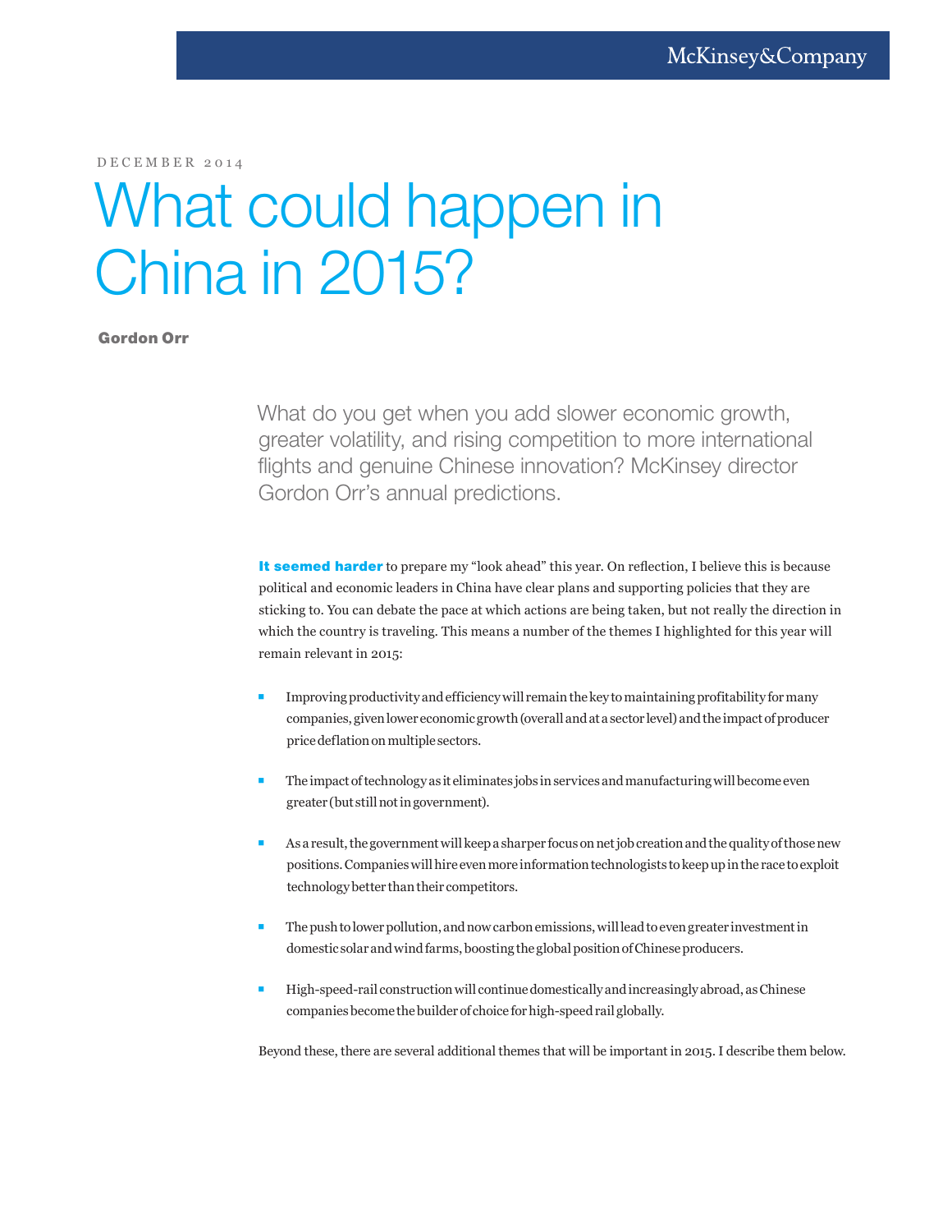DECEMBER 2014

# What could happen in China in 2015?

**Gordon Orr**

What do you get when you add slower economic growth, greater volatility, and rising competition to more international flights and genuine Chinese innovation? McKinsey director Gordon Orr's annual predictions.

**It seemed harder** to prepare my "look ahead" this year. On reflection, I believe this is because political and economic leaders in China have clear plans and supporting policies that they are sticking to. You can debate the pace at which actions are being taken, but not really the direction in which the country is traveling. This means a number of the themes I highlighted for this year will remain relevant in 2015:

- Improving productivity and efficiency will remain the key to maintaining profitability for many companies, given lower economic growth (overall and at a sector level) and the impact of producer price deflation on multiple sectors.
- The impact of technology as it eliminates jobs in services and manufacturing will become even greater (but still not in government).
- As a result, the government will keep a sharper focus on net job creation and the quality of those new positions. Companies will hire even more information technologists to keep up in the race to exploit technology better than their competitors.
- The push to lower pollution, and now carbon emissions, will lead to even greater investment in domestic solar and wind farms, boosting the global position of Chinese producers.
- High-speed-rail construction will continue domestically and increasingly abroad, as Chinese companies become the builder of choice for high-speed rail globally.

Beyond these, there are several additional themes that will be important in 2015. I describe them below.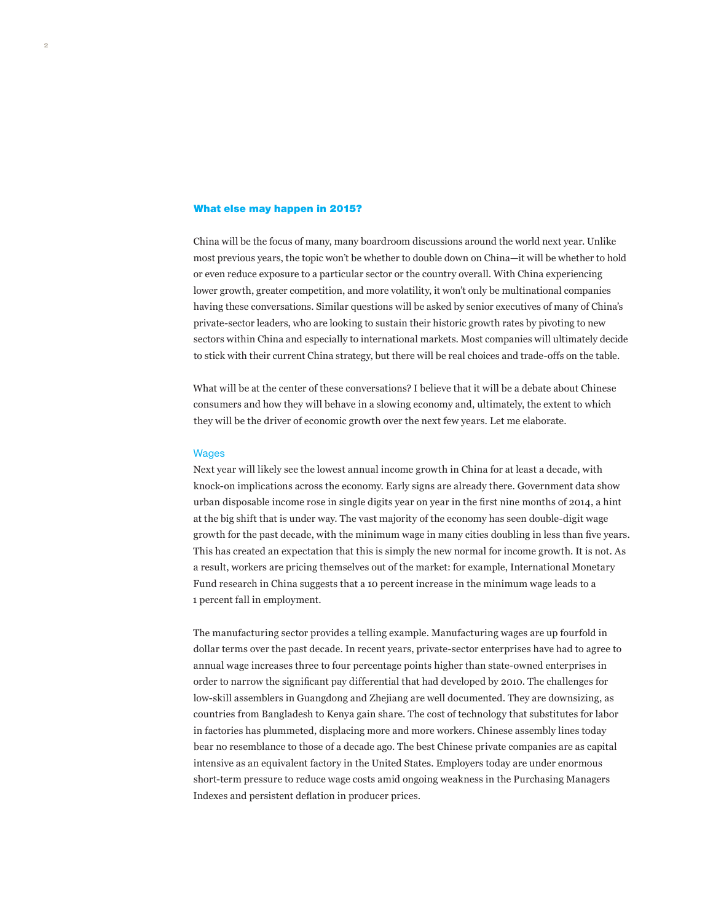## What else may happen in 2015?

China will be the focus of many, many boardroom discussions around the world next year. Unlike most previous years, the topic won't be whether to double down on China—it will be whether to hold or even reduce exposure to a particular sector or the country overall. With China experiencing lower growth, greater competition, and more volatility, it won't only be multinational companies having these conversations. Similar questions will be asked by senior executives of many of China's private-sector leaders, who are looking to sustain their historic growth rates by pivoting to new sectors within China and especially to international markets. Most companies will ultimately decide to stick with their current China strategy, but there will be real choices and trade-offs on the table.

What will be at the center of these conversations? I believe that it will be a debate about Chinese consumers and how they will behave in a slowing economy and, ultimately, the extent to which they will be the driver of economic growth over the next few years. Let me elaborate.

### Wages

Next year will likely see the lowest annual income growth in China for at least a decade, with knock-on implications across the economy. Early signs are already there. Government data show urban disposable income rose in single digits year on year in the first nine months of 2014, a hint at the big shift that is under way. The vast majority of the economy has seen double-digit wage growth for the past decade, with the minimum wage in many cities doubling in less than five years. This has created an expectation that this is simply the new normal for income growth. It is not. As a result, workers are pricing themselves out of the market: for example, International Monetary Fund research in China suggests that a 10 percent increase in the minimum wage leads to a 1 percent fall in employment.

The manufacturing sector provides a telling example. Manufacturing wages are up fourfold in dollar terms over the past decade. In recent years, private-sector enterprises have had to agree to annual wage increases three to four percentage points higher than state-owned enterprises in order to narrow the significant pay differential that had developed by 2010. The challenges for low-skill assemblers in Guangdong and Zhejiang are well documented. They are downsizing, as countries from Bangladesh to Kenya gain share. The cost of technology that substitutes for labor in factories has plummeted, displacing more and more workers. Chinese assembly lines today bear no resemblance to those of a decade ago. The best Chinese private companies are as capital intensive as an equivalent factory in the United States. Employers today are under enormous short-term pressure to reduce wage costs amid ongoing weakness in the Purchasing Managers Indexes and persistent deflation in producer prices.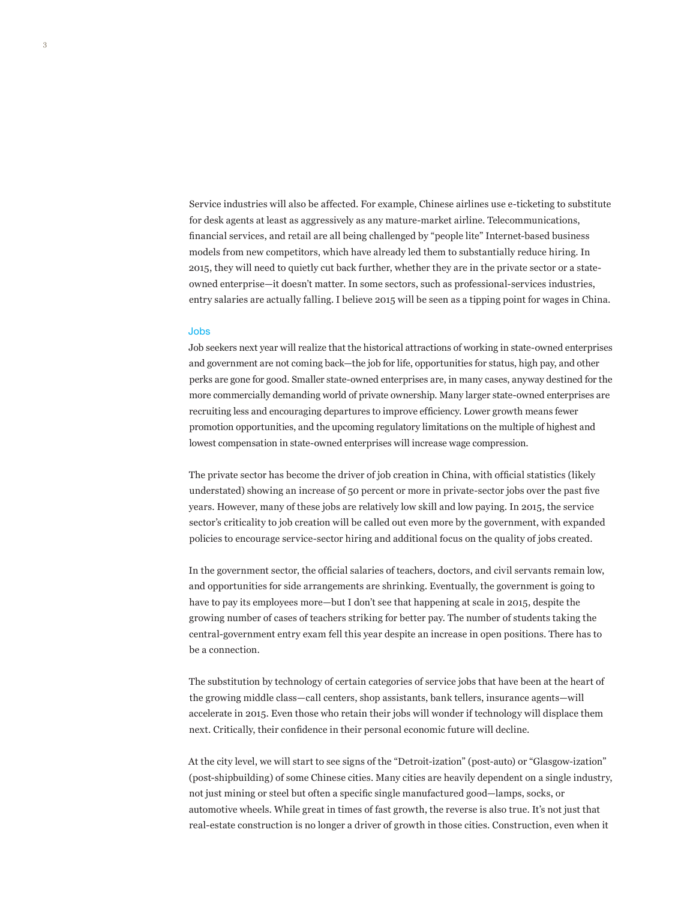Service industries will also be affected. For example, Chinese airlines use e-ticketing to substitute for desk agents at least as aggressively as any mature-market airline. Telecommunications, financial services, and retail are all being challenged by "people lite" Internet-based business models from new competitors, which have already led them to substantially reduce hiring. In 2015, they will need to quietly cut back further, whether they are in the private sector or a state-owned enterprise—it doesn't matter. In some sectors, such as professional-services industries, entry salaries are actually falling. I believe 2015 will be seen as a tipping point for wages in China.

## Jobs

Job seekers next year will realize that the historical attractions of working in state-owned enterprises and government are not coming back—the job for life, opportunities for status, high pay, and other perks are gone for good. Smaller state-owned enterprises are, in many cases, anyway destined for the more commercially demanding world of private ownership. Many larger state-owned enterprises are recruiting less and encouraging departures to improve efficiency. Lower growth means fewer promotion opportunities, and the upcoming regulatory limitations on the multiple of highest and lowest compensation in state-owned enterprises will increase wage compression.

The private sector has become the driver of job creation in China, with official statistics (likely understated) showing an increase of 50 percent or more in private-sector jobs over the past five years. However, many of these jobs are relatively low skill and low paying. In 2015, the service sector's criticality to job creation will be called out even more by the government, with expanded policies to encourage service-sector hiring and additional focus on the quality of jobs created.

In the government sector, the official salaries of teachers, doctors, and civil servants remain low, and opportunities for side arrangements are shrinking. Eventually, the government is going to have to pay its employees more—but I don't see that happening at scale in 2015, despite the growing number of cases of teachers striking for better pay. The number of students taking the central-government entry exam fell this year despite an increase in open positions. There has to be a connection.

The substitution by technology of certain categories of service jobs that have been at the heart of the growing middle class—call centers, shop assistants, bank tellers, insurance agents—will accelerate in 2015. Even those who retain their jobs will wonder if technology will displace them next. Critically, their confidence in their personal economic future will decline.

At the city level, we will start to see signs of the "Detroit-ization" (post-auto) or "Glasgow-ization" (post-shipbuilding) of some Chinese cities. Many cities are heavily dependent on a single industry, not just mining or steel but often a specific single manufactured good—lamps, socks, or automotive wheels. While great in times of fast growth, the reverse is also true. It's not just that real-estate construction is no longer a driver of growth in those cities. Construction, even when it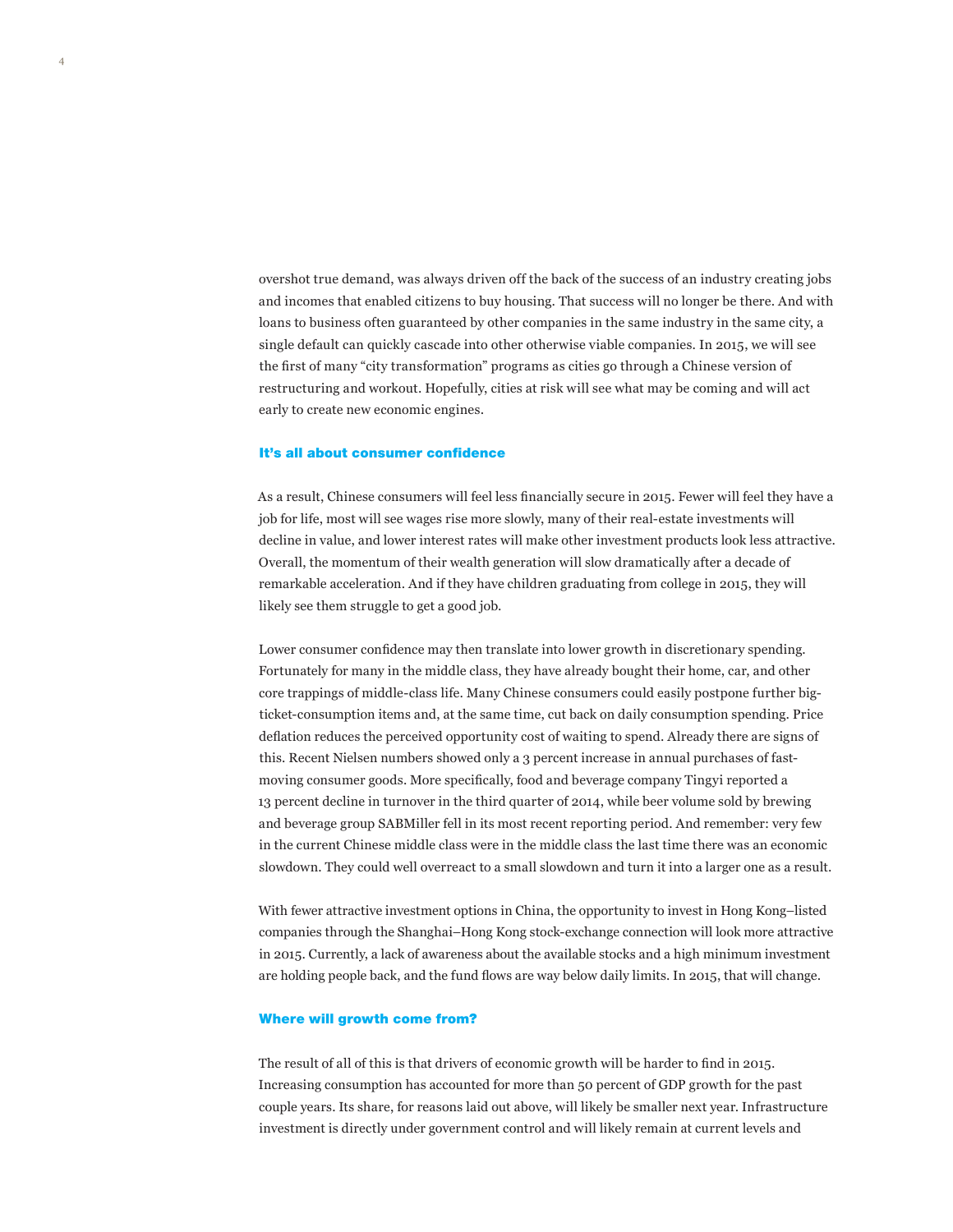overshot true demand, was always driven off the back of the success of an industry creating jobs and incomes that enabled citizens to buy housing. That success will no longer be there. And with loans to business often guaranteed by other companies in the same industry in the same city, a single default can quickly cascade into other otherwise viable companies. In 2015, we will see the first of many "city transformation" programs as cities go through a Chinese version of restructuring and workout. Hopefully, cities at risk will see what may be coming and will act early to create new economic engines.

## It's all about consumer confidence

As a result, Chinese consumers will feel less financially secure in 2015. Fewer will feel they have a job for life, most will see wages rise more slowly, many of their real-estate investments will decline in value, and lower interest rates will make other investment products look less attractive. Overall, the momentum of their wealth generation will slow dramatically after a decade of remarkable acceleration. And if they have children graduating from college in 2015, they will likely see them struggle to get a good job.

Lower consumer confidence may then translate into lower growth in discretionary spending. Fortunately for many in the middle class, they have already bought their home, car, and other core trappings of middle-class life. Many Chinese consumers could easily postpone further big-ticket-consumption items and, at the same time, cut back on daily consumption spending. Price deflation reduces the perceived opportunity cost of waiting to spend. Already there are signs of this. Recent Nielsen numbers showed only a 3 percent increase in annual purchases of fast-moving consumer goods. More specifically, food and beverage company Tingyi reported a 13 percent decline in turnover in the third quarter of 2014, while beer volume sold by brewing and beverage group SABMiller fell in its most recent reporting period. And remember: very few in the current Chinese middle class were in the middle class the last time there was an economic slowdown. They could well overreact to a small slowdown and turn it into a larger one as a result.

With fewer attractive investment options in China, the opportunity to invest in Hong Kong–listed companies through the Shanghai–Hong Kong stock-exchange connection will look more attractive in 2015. Currently, a lack of awareness about the available stocks and a high minimum investment are holding people back, and the fund flows are way below daily limits. In 2015, that will change.

## Where will growth come from?

The result of all of this is that drivers of economic growth will be harder to find in 2015. Increasing consumption has accounted for more than 50 percent of GDP growth for the past couple years. Its share, for reasons laid out above, will likely be smaller next year. Infrastructure investment is directly under government control and will likely remain at current levels and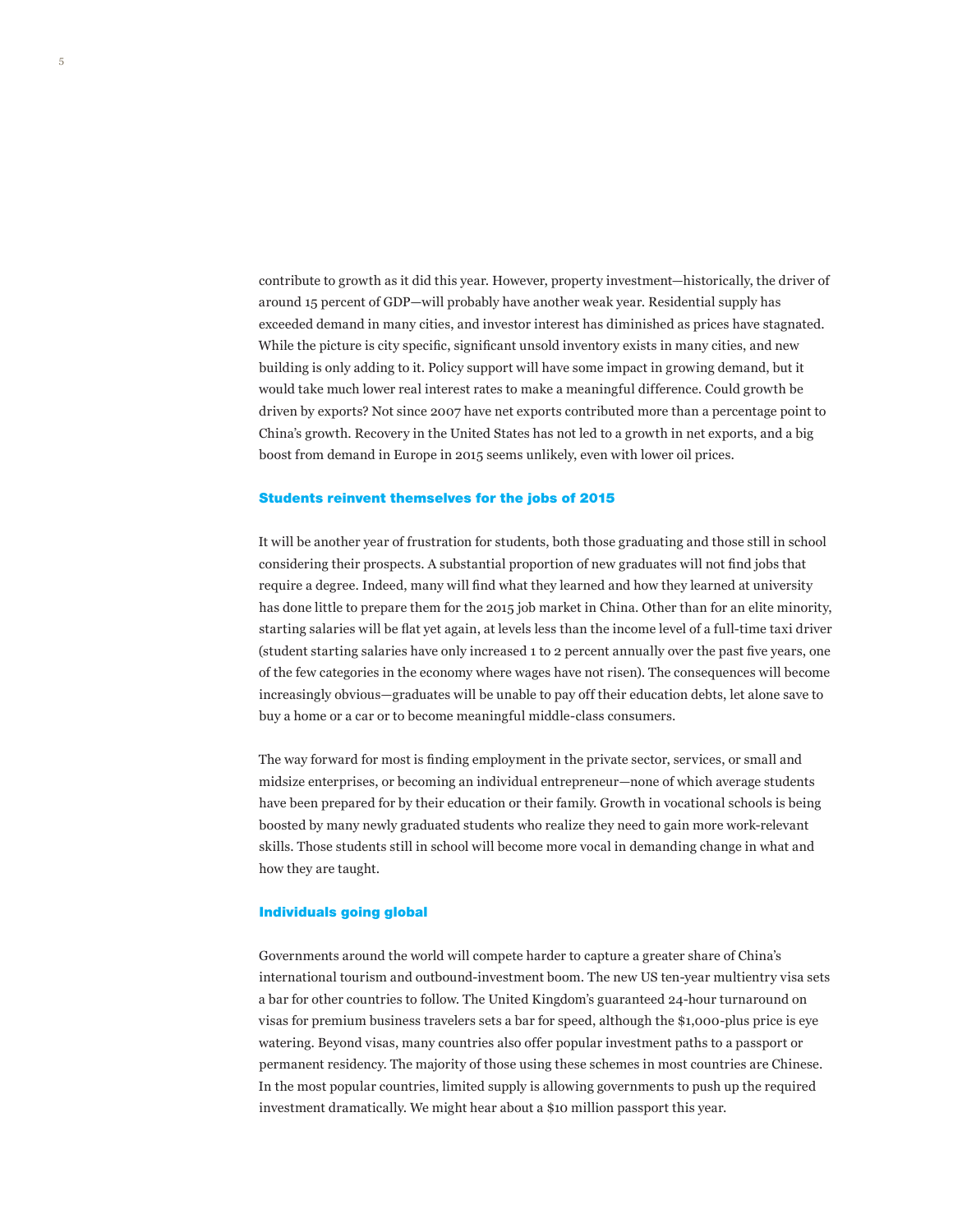contribute to growth as it did this year. However, property investment—historically, the driver of around 15 percent of GDP—will probably have another weak year. Residential supply has exceeded demand in many cities, and investor interest has diminished as prices have stagnated. While the picture is city specific, significant unsold inventory exists in many cities, and new building is only adding to it. Policy support will have some impact in growing demand, but it would take much lower real interest rates to make a meaningful difference. Could growth be driven by exports? Not since 2007 have net exports contributed more than a percentage point to China's growth. Recovery in the United States has not led to a growth in net exports, and a big boost from demand in Europe in 2015 seems unlikely, even with lower oil prices.

## Students reinvent themselves for the jobs of 2015

It will be another year of frustration for students, both those graduating and those still in school considering their prospects. A substantial proportion of new graduates will not find jobs that require a degree. Indeed, many will find what they learned and how they learned at university has done little to prepare them for the 2015 job market in China. Other than for an elite minority, starting salaries will be flat yet again, at levels less than the income level of a full-time taxi driver (student starting salaries have only increased 1 to 2 percent annually over the past five years, one of the few categories in the economy where wages have not risen). The consequences will become increasingly obvious—graduates will be unable to pay off their education debts, let alone save to buy a home or a car or to become meaningful middle-class consumers.

The way forward for most is finding employment in the private sector, services, or small and midsize enterprises, or becoming an individual entrepreneur—none of which average students have been prepared for by their education or their family. Growth in vocational schools is being boosted by many newly graduated students who realize they need to gain more work-relevant skills. Those students still in school will become more vocal in demanding change in what and how they are taught.

## Individuals going global

Governments around the world will compete harder to capture a greater share of China's international tourism and outbound-investment boom. The new US ten-year multientry visa sets a bar for other countries to follow. The United Kingdom's guaranteed 24-hour turnaround on visas for premium business travelers sets a bar for speed, although the $1,000-plus price is eye watering. Beyond visas, many countries also offer popular investment paths to a passport or permanent residency. The majority of those using these schemes in most countries are Chinese. In the most popular countries, limited supply is allowing governments to push up the required investment dramatically. We might hear about a $10 million passport this year.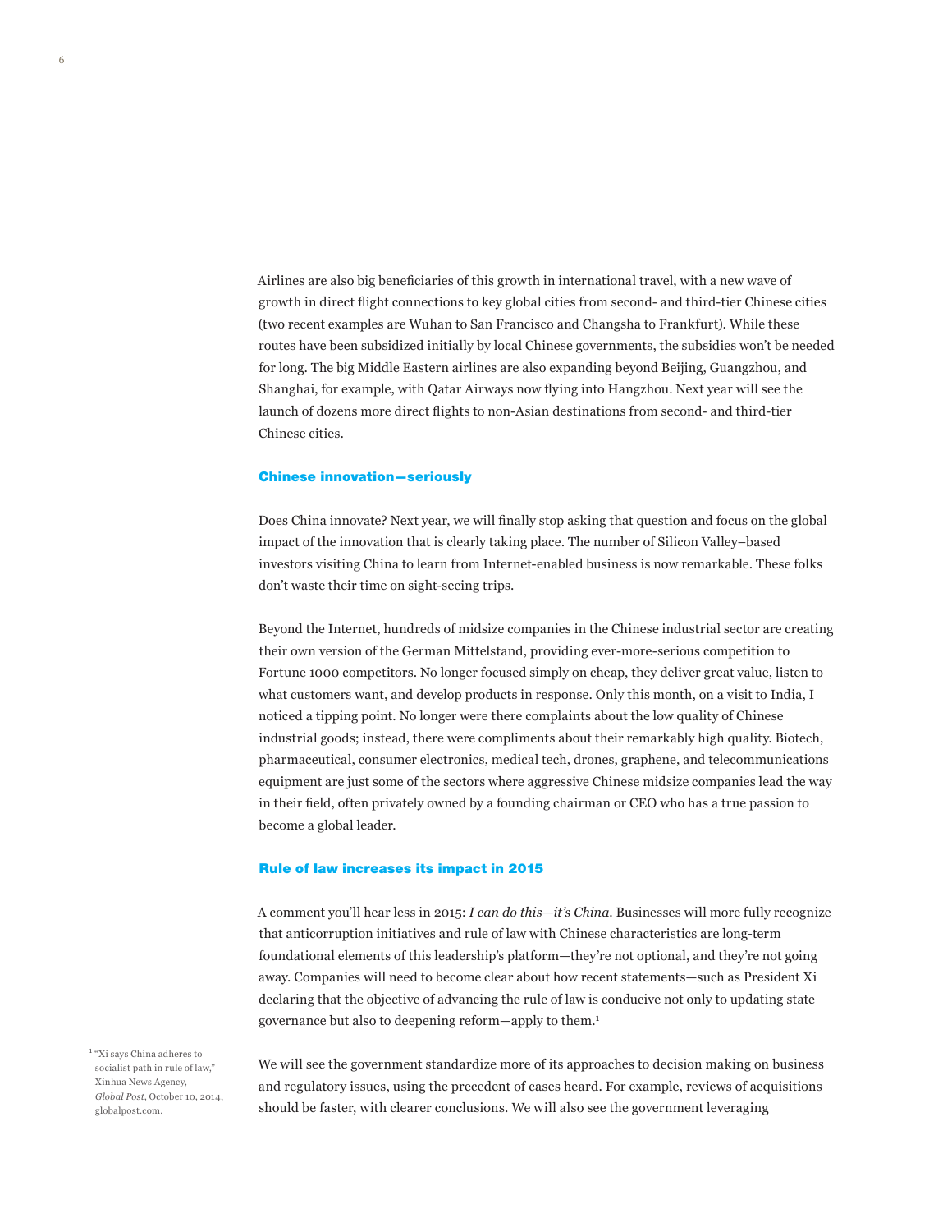Airlines are also big beneficiaries of this growth in international travel, with a new wave of growth in direct flight connections to key global cities from second- and third-tier Chinese cities (two recent examples are Wuhan to San Francisco and Changsha to Frankfurt). While these routes have been subsidized initially by local Chinese governments, the subsidies won't be needed for long. The big Middle Eastern airlines are also expanding beyond Beijing, Guangzhou, and Shanghai, for example, with Qatar Airways now flying into Hangzhou. Next year will see the launch of dozens more direct flights to non-Asian destinations from second- and third-tier Chinese cities.

## Chinese innovation—seriously

Does China innovate? Next year, we will finally stop asking that question and focus on the global impact of the innovation that is clearly taking place. The number of Silicon Valley–based investors visiting China to learn from Internet-enabled business is now remarkable. These folks don't waste their time on sight-seeing trips.

Beyond the Internet, hundreds of midsize companies in the Chinese industrial sector are creating their own version of the German Mittelstand, providing ever-more-serious competition to Fortune 1000 competitors. No longer focused simply on cheap, they deliver great value, listen to what customers want, and develop products in response. Only this month, on a visit to India, I noticed a tipping point. No longer were there complaints about the low quality of Chinese industrial goods; instead, there were compliments about their remarkably high quality. Biotech, pharmaceutical, consumer electronics, medical tech, drones, graphene, and telecommunications equipment are just some of the sectors where aggressive Chinese midsize companies lead the way in their field, often privately owned by a founding chairman or CEO who has a true passion to become a global leader.

## Rule of law increases its impact in 2015

A comment you'll hear less in 2015: *I can do this—it's China.* Businesses will more fully recognize that anticorruption initiatives and rule of law with Chinese characteristics are long-term foundational elements of this leadership's platform—they're not optional, and they're not going away. Companies will need to become clear about how recent statements—such as President Xi declaring that the objective of advancing the rule of law is conducive not only to updating state governance but also to deepening reform—apply to them.[1]

We will see the government standardize more of its approaches to decision making on business and regulatory issues, using the precedent of cases heard. For example, reviews of acquisitions should be faster, with clearer conclusions. We will also see the government leveraging

[1] "Xi says China adheres to socialist path in rule of law," Xinhua News Agency, *Global Post*, October 10, 2014, globalpost.com.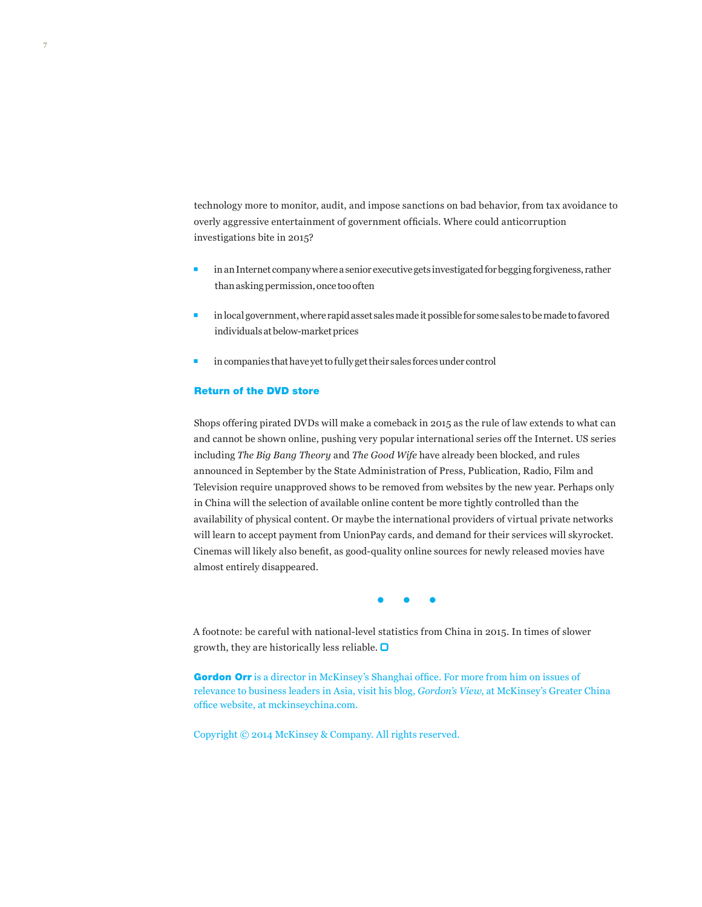technology more to monitor, audit, and impose sanctions on bad behavior, from tax avoidance to overly aggressive entertainment of government officials. Where could anticorruption investigations bite in 2015?

- in an Internet company where a senior executive gets investigated for begging forgiveness, rather than asking permission, once too often
- in local government, where rapid asset sales made it possible for some sales to be made to favored individuals at below-market prices
- in companies that have yet to fully get their sales forces under control

## Return of the DVD store

Shops offering pirated DVDs will make a comeback in 2015 as the rule of law extends to what can and cannot be shown online, pushing very popular international series off the Internet. US series including *The Big Bang Theory* and *The Good Wife* have already been blocked, and rules announced in September by the State Administration of Press, Publication, Radio, Film and Television require unapproved shows to be removed from websites by the new year. Perhaps only in China will the selection of available online content be more tightly controlled than the availability of physical content. Or maybe the international providers of virtual private networks will learn to accept payment from UnionPay cards, and demand for their services will skyrocket. Cinemas will likely also benefit, as good-quality online sources for newly released movies have almost entirely disappeared.

• • •

A footnote: be careful with national-level statistics from China in 2015. In times of slower growth, they are historically less reliable.

**Gordon Orr** is a director in McKinsey's Shanghai office. For more from him on issues of relevance to business leaders in Asia, visit his blog, *Gordon's View*, at McKinsey's Greater China office website, at mckinseychina.com.

Copyright © 2014 McKinsey & Company. All rights reserved.